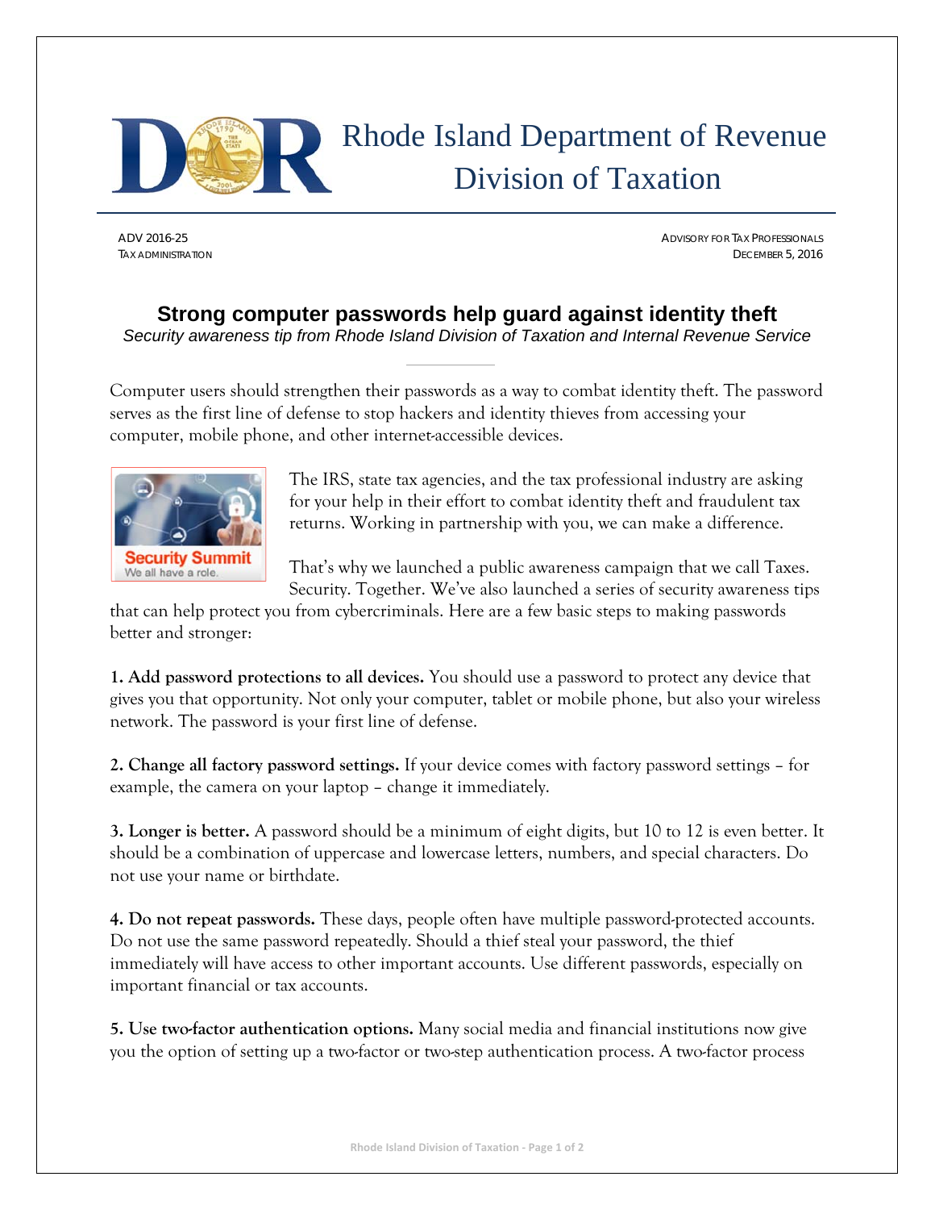# Rhode Island Department of Revenue Division of Taxation

ADV 2016-25
TAX ADMINISTRATION

ADVISORY FOR TAX PROFESSIONALS
DECEMBER 5, 2016

## Strong computer passwords help guard against identity theft

*Security awareness tip from Rhode Island Division of Taxation and Internal Revenue Service*

Computer users should strengthen their passwords as a way to combat identity theft. The password serves as the first line of defense to stop hackers and identity thieves from accessing your computer, mobile phone, and other internet-accessible devices.

Security Summit
We all have a role.

The IRS, state tax agencies, and the tax professional industry are asking for your help in their effort to combat identity theft and fraudulent tax returns. Working in partnership with you, we can make a difference.

That's why we launched a public awareness campaign that we call Taxes. Security. Together. We've also launched a series of security awareness tips that can help protect you from cybercriminals. Here are a few basic steps to making passwords better and stronger:

**1. Add password protections to all devices.** You should use a password to protect any device that gives you that opportunity. Not only your computer, tablet or mobile phone, but also your wireless network. The password is your first line of defense.

**2. Change all factory password settings.** If your device comes with factory password settings – for example, the camera on your laptop – change it immediately.

**3. Longer is better.** A password should be a minimum of eight digits, but 10 to 12 is even better. It should be a combination of uppercase and lowercase letters, numbers, and special characters. Do not use your name or birthdate.

**4. Do not repeat passwords.** These days, people often have multiple password-protected accounts. Do not use the same password repeatedly. Should a thief steal your password, the thief immediately will have access to other important accounts. Use different passwords, especially on important financial or tax accounts.

**5. Use two-factor authentication options.** Many social media and financial institutions now give you the option of setting up a two-factor or two-step authentication process. A two-factor process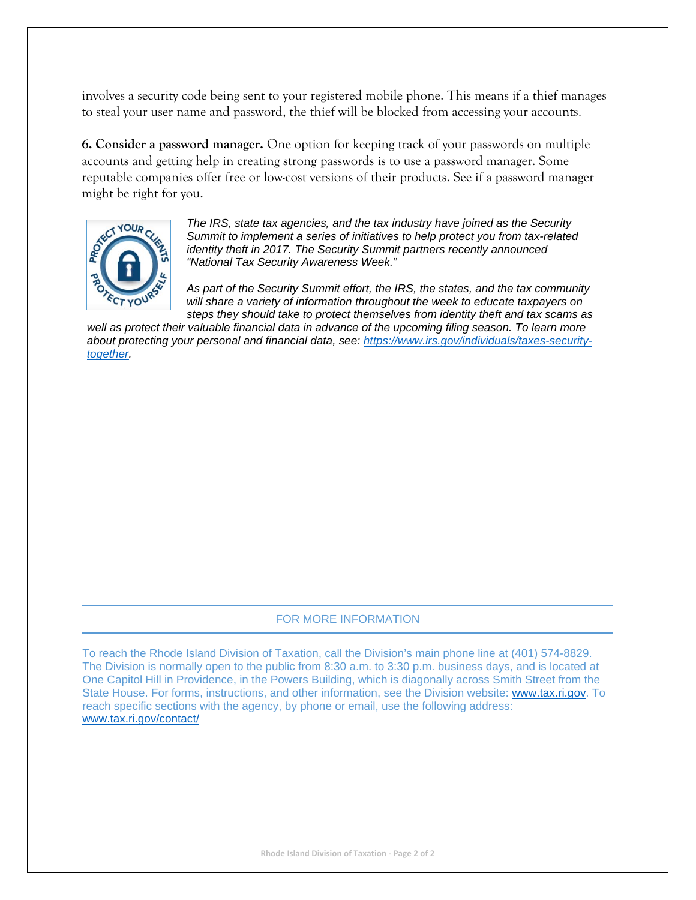involves a security code being sent to your registered mobile phone. This means if a thief manages to steal your user name and password, the thief will be blocked from accessing your accounts.

**6. Consider a password manager.** One option for keeping track of your passwords on multiple accounts and getting help in creating strong passwords is to use a password manager. Some reputable companies offer free or low-cost versions of their products. See if a password manager might be right for you.

*The IRS, state tax agencies, and the tax industry have joined as the Security Summit to implement a series of initiatives to help protect you from tax-related identity theft in 2017. The Security Summit partners recently announced "National Tax Security Awareness Week."*

*As part of the Security Summit effort, the IRS, the states, and the tax community will share a variety of information throughout the week to educate taxpayers on steps they should take to protect themselves from identity theft and tax scams as well as protect their valuable financial data in advance of the upcoming filing season. To learn more about protecting your personal and financial data, see: [https://www.irs.gov/individuals/taxes-security-together](https://www.irs.gov/individuals/taxes-security-together).*

## FOR MORE INFORMATION

To reach the Rhode Island Division of Taxation, call the Division's main phone line at (401) 574-8829. The Division is normally open to the public from 8:30 a.m. to 3:30 p.m. business days, and is located at One Capitol Hill in Providence, in the Powers Building, which is diagonally across Smith Street from the State House. For forms, instructions, and other information, see the Division website: [www.tax.ri.gov](http://www.tax.ri.gov). To reach specific sections with the agency, by phone or email, use the following address: [www.tax.ri.gov/contact/](http://www.tax.ri.gov/contact/)